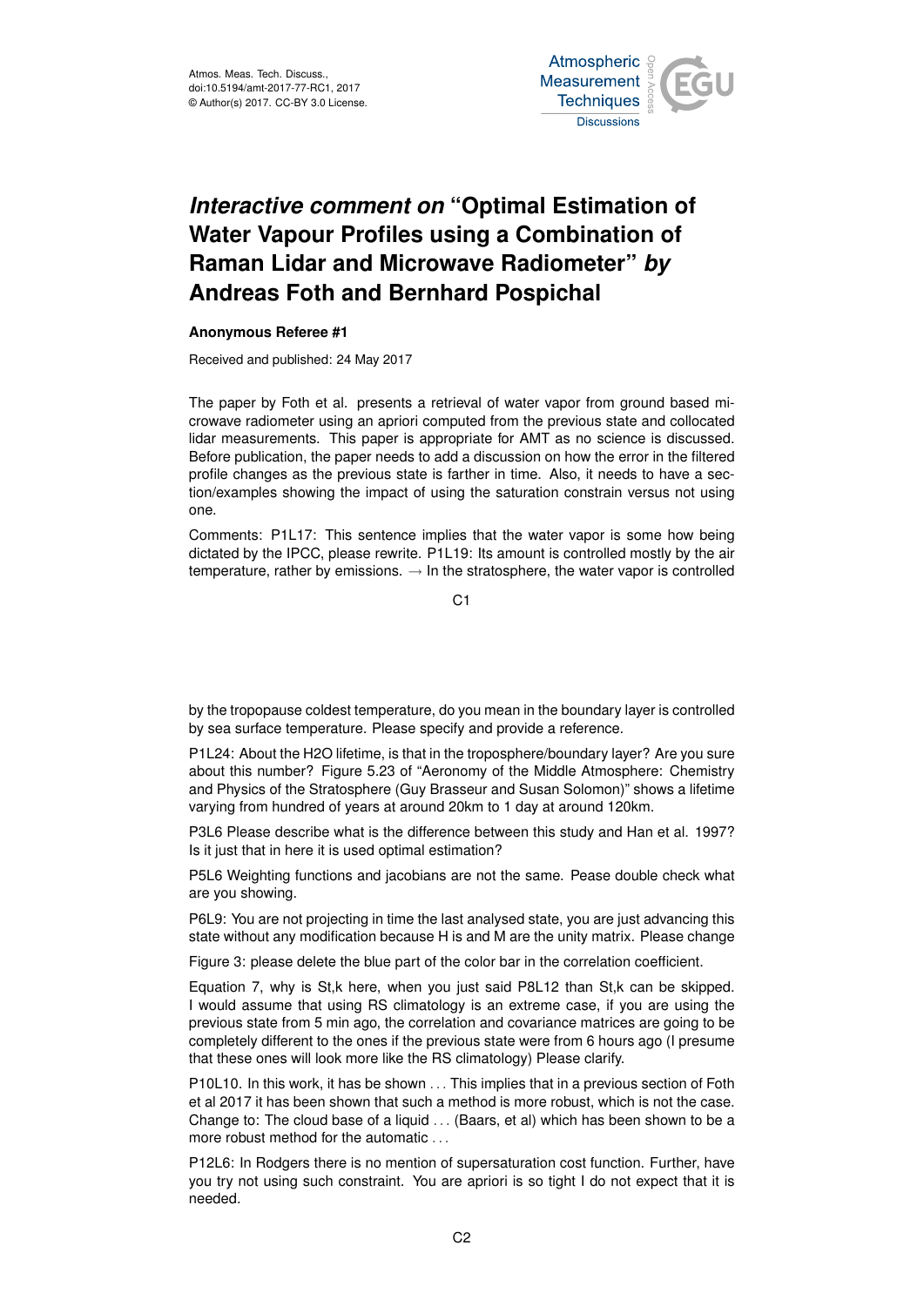Atmos. Meas. Tech. Discuss.,
doi:10.5194/amt-2017-77-RC1, 2017
© Author(s) 2017. CC-BY 3.0 License.

# *Interactive comment on* "Optimal Estimation of Water Vapour Profiles using a Combination of Raman Lidar and Microwave Radiometer" *by* Andreas Foth and Bernhard Pospichal

**Anonymous Referee #1**

Received and published: 24 May 2017

The paper by Foth et al. presents a retrieval of water vapor from ground based microwave radiometer using an apriori computed from the previous state and collocated lidar measurements. This paper is appropriate for AMT as no science is discussed. Before publication, the paper needs to add a discussion on how the error in the filtered profile changes as the previous state is farther in time. Also, it needs to have a section/examples showing the impact of using the saturation constrain versus not using one.

Comments: P1L17: This sentence implies that the water vapor is some how being dictated by the IPCC, please rewrite. P1L19: Its amount is controlled mostly by the air temperature, rather by emissions. → In the stratosphere, the water vapor is controlled by the tropopause coldest temperature, do you mean in the boundary layer is controlled by sea surface temperature. Please specify and provide a reference.

P1L24: About the H2O lifetime, is that in the troposphere/boundary layer? Are you sure about this number? Figure 5.23 of "Aeronomy of the Middle Atmosphere: Chemistry and Physics of the Stratosphere (Guy Brasseur and Susan Solomon)" shows a lifetime varying from hundred of years at around 20km to 1 day at around 120km.

P3L6 Please describe what is the difference between this study and Han et al. 1997? Is it just that in here it is used optimal estimation?

P5L6 Weighting functions and jacobians are not the same. Pease double check what are you showing.

P6L9: You are not projecting in time the last analysed state, you are just advancing this state without any modification because H is and M are the unity matrix. Please change

Figure 3: please delete the blue part of the color bar in the correlation coefficient.

Equation 7, why is St,k here, when you just said P8L12 than St,k can be skipped. I would assume that using RS climatology is an extreme case, if you are using the previous state from 5 min ago, the correlation and covariance matrices are going to be completely different to the ones if the previous state were from 6 hours ago (I presume that these ones will look more like the RS climatology) Please clarify.

P10L10. In this work, it has be shown ... This implies that in a previous section of Foth et al 2017 it has been shown that such a method is more robust, which is not the case. Change to: The cloud base of a liquid ... (Baars, et al) which has been shown to be a more robust method for the automatic ...

P12L6: In Rodgers there is no mention of supersaturation cost function. Further, have you try not using such constraint. You are apriori is so tight I do not expect that it is needed.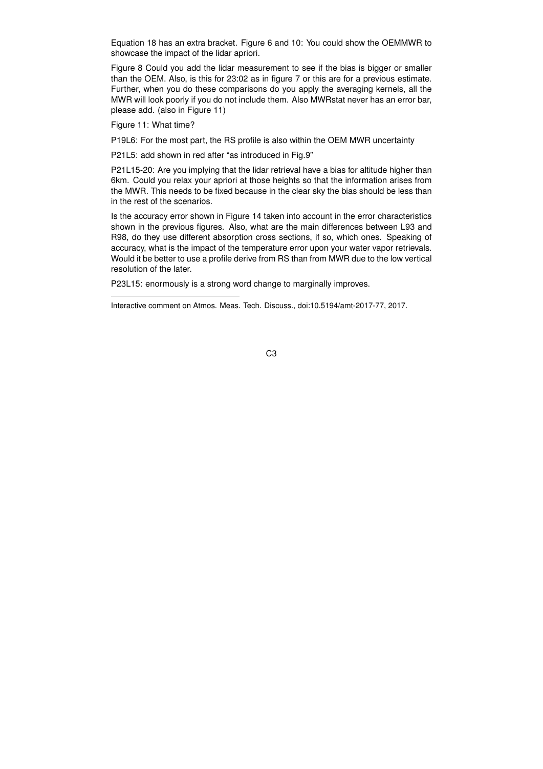Equation 18 has an extra bracket. Figure 6 and 10: You could show the OEMMWR to showcase the impact of the lidar apriori.

Figure 8 Could you add the lidar measurement to see if the bias is bigger or smaller than the OEM. Also, is this for 23:02 as in figure 7 or this are for a previous estimate. Further, when you do these comparisons do you apply the averaging kernels, all the MWR will look poorly if you do not include them. Also MWRstat never has an error bar, please add. (also in Figure 11)

Figure 11: What time?

P19L6: For the most part, the RS profile is also within the OEM MWR uncertainty

P21L5: add shown in red after "as introduced in Fig.9"

P21L15-20: Are you implying that the lidar retrieval have a bias for altitude higher than 6km. Could you relax your apriori at those heights so that the information arises from the MWR. This needs to be fixed because in the clear sky the bias should be less than in the rest of the scenarios.

Is the accuracy error shown in Figure 14 taken into account in the error characteristics shown in the previous figures. Also, what are the main differences between L93 and R98, do they use different absorption cross sections, if so, which ones. Speaking of accuracy, what is the impact of the temperature error upon your water vapor retrievals. Would it be better to use a profile derive from RS than from MWR due to the low vertical resolution of the later.

P23L15: enormously is a strong word change to marginally improves.

---

Interactive comment on Atmos. Meas. Tech. Discuss., doi:10.5194/amt-2017-77, 2017.